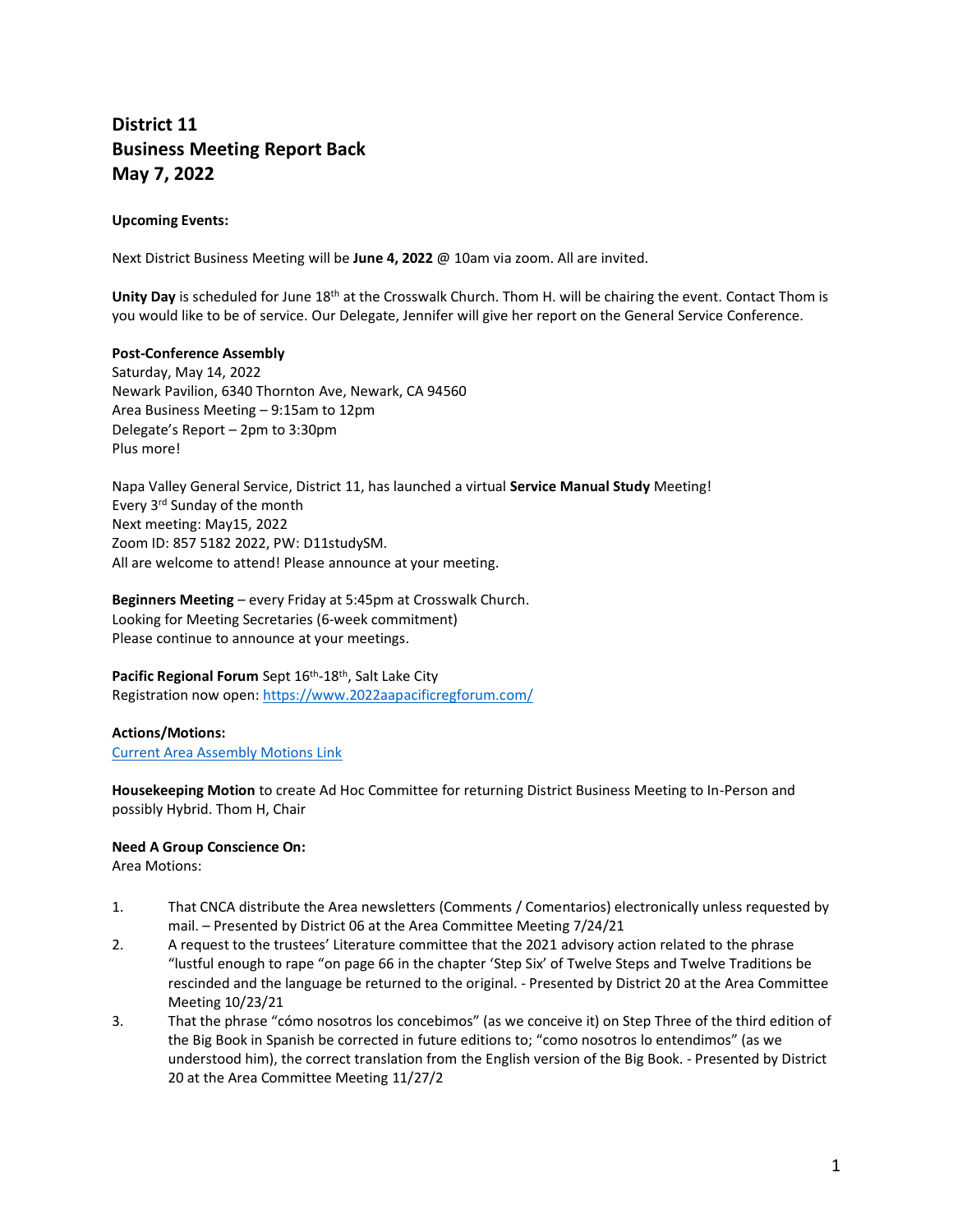# District 11
# Business Meeting Report Back
# May 7, 2022

**Upcoming Events:**

Next District Business Meeting will be **June 4, 2022** @ 10am via zoom. All are invited.

**Unity Day** is scheduled for June 18th at the Crosswalk Church. Thom H. will be chairing the event. Contact Thom is you would like to be of service. Our Delegate, Jennifer will give her report on the General Service Conference.

**Post-Conference Assembly**
Saturday, May 14, 2022
Newark Pavilion, 6340 Thornton Ave, Newark, CA 94560
Area Business Meeting – 9:15am to 12pm
Delegate's Report – 2pm to 3:30pm
Plus more!

Napa Valley General Service, District 11, has launched a virtual **Service Manual Study** Meeting!
Every 3rd Sunday of the month
Next meeting: May15, 2022
Zoom ID: 857 5182 2022, PW: D11studySM.
All are welcome to attend! Please announce at your meeting.

**Beginners Meeting** – every Friday at 5:45pm at Crosswalk Church.
Looking for Meeting Secretaries (6-week commitment)
Please continue to announce at your meetings.

**Pacific Regional Forum** Sept 16th-18th, Salt Lake City
Registration now open: https://www.2022aapacificregforum.com/

**Actions/Motions:**
Current Area Assembly Motions Link

**Housekeeping Motion** to create Ad Hoc Committee for returning District Business Meeting to In-Person and possibly Hybrid. Thom H, Chair

**Need A Group Conscience On:**
Area Motions:

1. That CNCA distribute the Area newsletters (Comments / Comentarios) electronically unless requested by mail. – Presented by District 06 at the Area Committee Meeting 7/24/21
2. A request to the trustees' Literature committee that the 2021 advisory action related to the phrase "lustful enough to rape "on page 66 in the chapter 'Step Six' of Twelve Steps and Twelve Traditions be rescinded and the language be returned to the original. - Presented by District 20 at the Area Committee Meeting 10/23/21
3. That the phrase "cómo nosotros los concebimos" (as we conceive it) on Step Three of the third edition of the Big Book in Spanish be corrected in future editions to; "como nosotros lo entendimos" (as we understood him), the correct translation from the English version of the Big Book. - Presented by District 20 at the Area Committee Meeting 11/27/2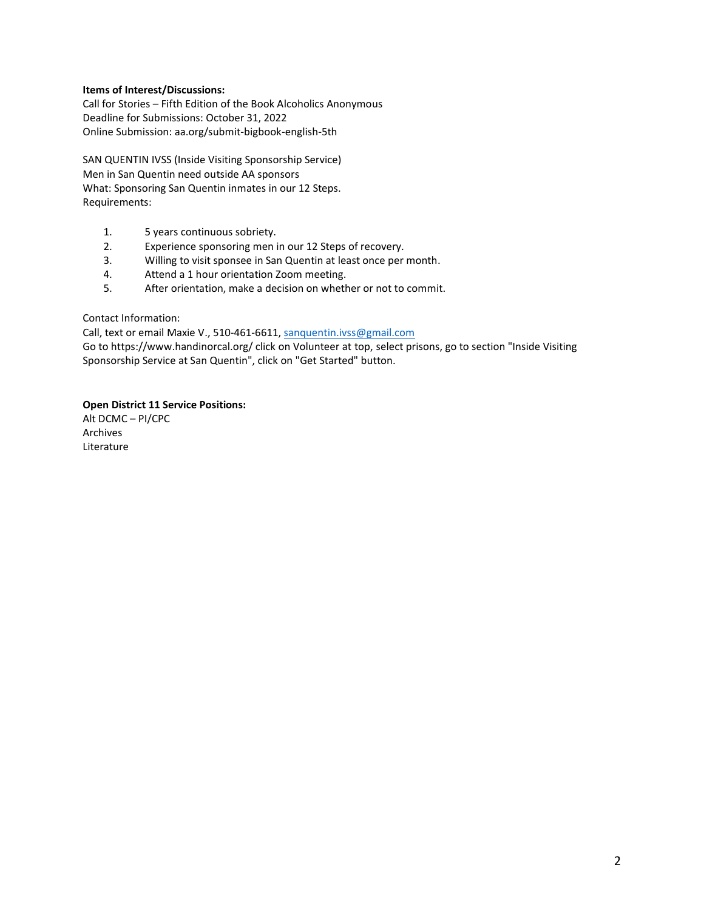**Items of Interest/Discussions:**
Call for Stories – Fifth Edition of the Book Alcoholics Anonymous
Deadline for Submissions: October 31, 2022
Online Submission: aa.org/submit-bigbook-english-5th

SAN QUENTIN IVSS (Inside Visiting Sponsorship Service)
Men in San Quentin need outside AA sponsors
What: Sponsoring San Quentin inmates in our 12 Steps.
Requirements:

1. 5 years continuous sobriety.
2. Experience sponsoring men in our 12 Steps of recovery.
3. Willing to visit sponsee in San Quentin at least once per month.
4. Attend a 1 hour orientation Zoom meeting.
5. After orientation, make a decision on whether or not to commit.

Contact Information:
Call, text or email Maxie V., 510-461-6611, sanquentin.ivss@gmail.com
Go to https://www.handinorcal.org/ click on Volunteer at top, select prisons, go to section "Inside Visiting Sponsorship Service at San Quentin", click on "Get Started" button.

**Open District 11 Service Positions:**
Alt DCMC – PI/CPC
Archives
Literature